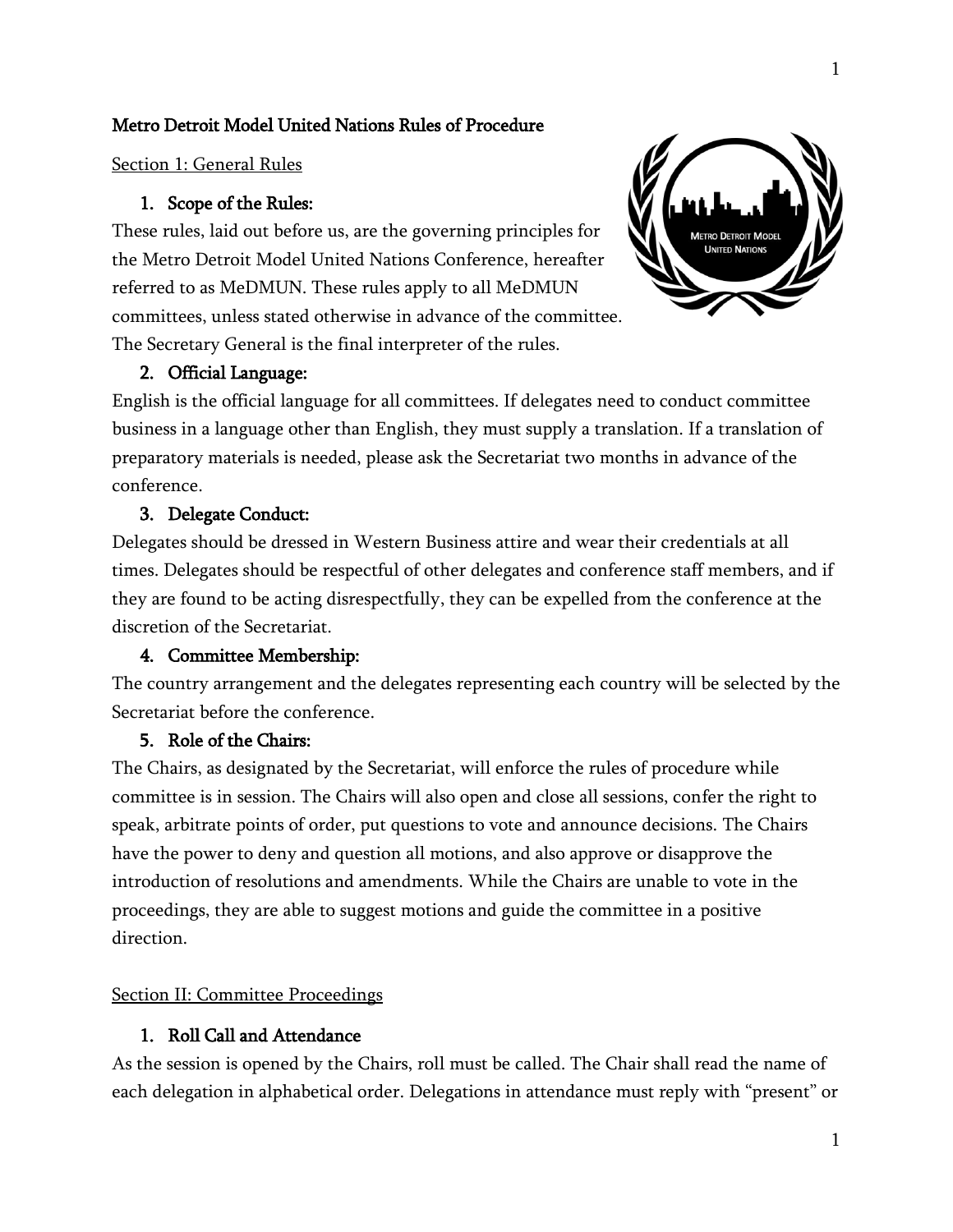# Metro Detroit Model United Nations Rules of Procedure

## Section 1: General Rules

### 1. Scope of the Rules:

These rules, laid out before us, are the governing principles for the Metro Detroit Model United Nations Conference, hereafter referred to as MeDMUN. These rules apply to all MeDMUN committees, unless stated otherwise in advance of the committee. The Secretary General is the final interpreter of the rules.

### 2. Official Language:

English is the official language for all committees. If delegates need to conduct committee business in a language other than English, they must supply a translation. If a translation of preparatory materials is needed, please ask the Secretariat two months in advance of the conference.

### 3. Delegate Conduct:

Delegates should be dressed in Western Business attire and wear their credentials at all times. Delegates should be respectful of other delegates and conference staff members, and if they are found to be acting disrespectfully, they can be expelled from the conference at the discretion of the Secretariat.

### 4. Committee Membership:

The country arrangement and the delegates representing each country will be selected by the Secretariat before the conference.

### 5. Role of the Chairs:

The Chairs, as designated by the Secretariat, will enforce the rules of procedure while committee is in session. The Chairs will also open and close all sessions, confer the right to speak, arbitrate points of order, put questions to vote and announce decisions. The Chairs have the power to deny and question all motions, and also approve or disapprove the introduction of resolutions and amendments. While the Chairs are unable to vote in the proceedings, they are able to suggest motions and guide the committee in a positive direction.

## Section II: Committee Proceedings

### 1. Roll Call and Attendance

As the session is opened by the Chairs, roll must be called. The Chair shall read the name of each delegation in alphabetical order. Delegations in attendance must reply with "present" or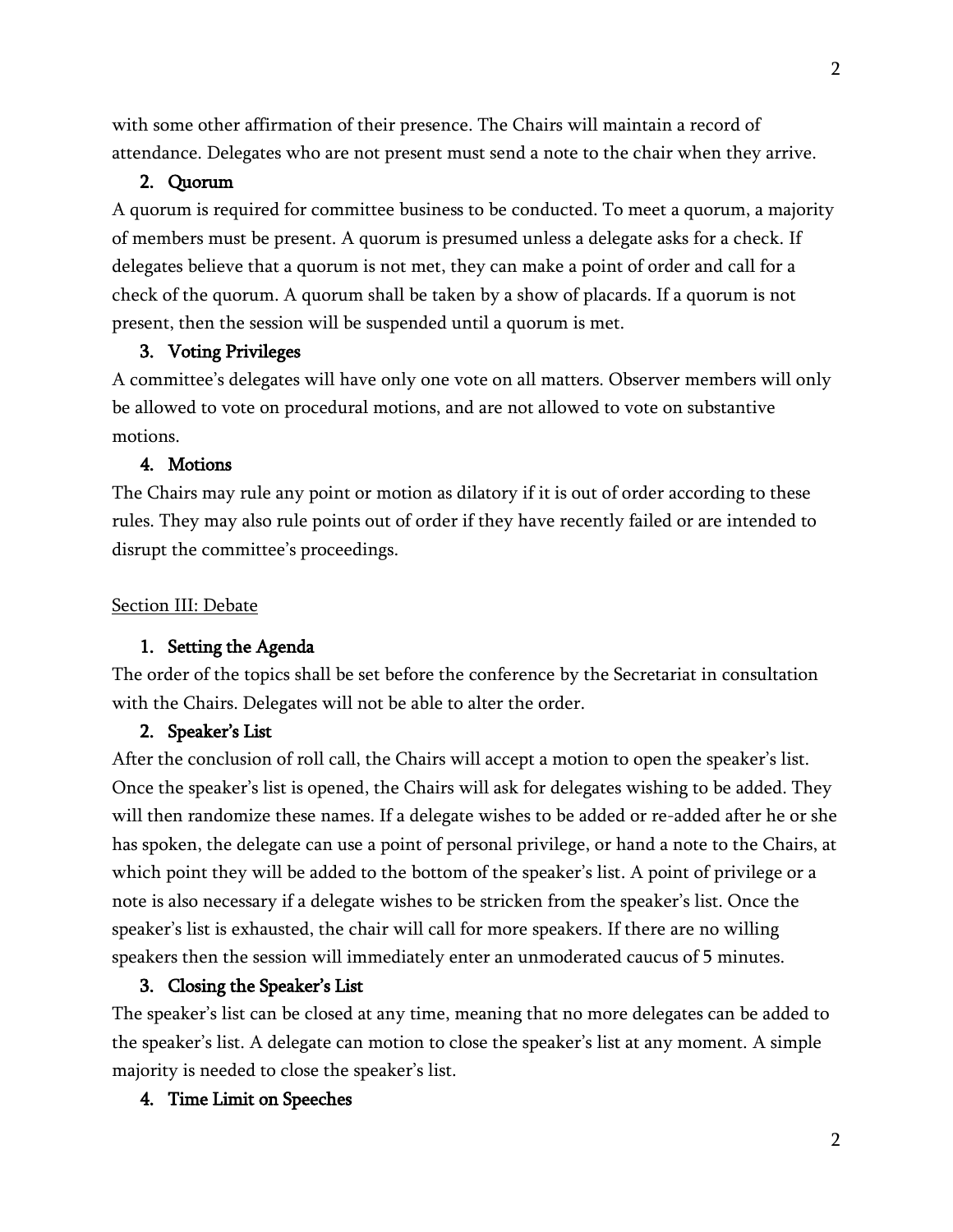with some other affirmation of their presence. The Chairs will maintain a record of attendance. Delegates who are not present must send a note to the chair when they arrive.

### 2. Quorum

A quorum is required for committee business to be conducted. To meet a quorum, a majority of members must be present. A quorum is presumed unless a delegate asks for a check. If delegates believe that a quorum is not met, they can make a point of order and call for a check of the quorum. A quorum shall be taken by a show of placards. If a quorum is not present, then the session will be suspended until a quorum is met.

### 3. Voting Privileges

A committee's delegates will have only one vote on all matters. Observer members will only be allowed to vote on procedural motions, and are not allowed to vote on substantive motions.

### 4. Motions

The Chairs may rule any point or motion as dilatory if it is out of order according to these rules. They may also rule points out of order if they have recently failed or are intended to disrupt the committee's proceedings.

## Section III: Debate

### 1. Setting the Agenda

The order of the topics shall be set before the conference by the Secretariat in consultation with the Chairs. Delegates will not be able to alter the order.

### 2. Speaker's List

After the conclusion of roll call, the Chairs will accept a motion to open the speaker's list. Once the speaker's list is opened, the Chairs will ask for delegates wishing to be added. They will then randomize these names. If a delegate wishes to be added or re-added after he or she has spoken, the delegate can use a point of personal privilege, or hand a note to the Chairs, at which point they will be added to the bottom of the speaker's list. A point of privilege or a note is also necessary if a delegate wishes to be stricken from the speaker's list. Once the speaker's list is exhausted, the chair will call for more speakers. If there are no willing speakers then the session will immediately enter an unmoderated caucus of 5 minutes.

### 3. Closing the Speaker's List

The speaker's list can be closed at any time, meaning that no more delegates can be added to the speaker's list. A delegate can motion to close the speaker's list at any moment. A simple majority is needed to close the speaker's list.

### 4. Time Limit on Speeches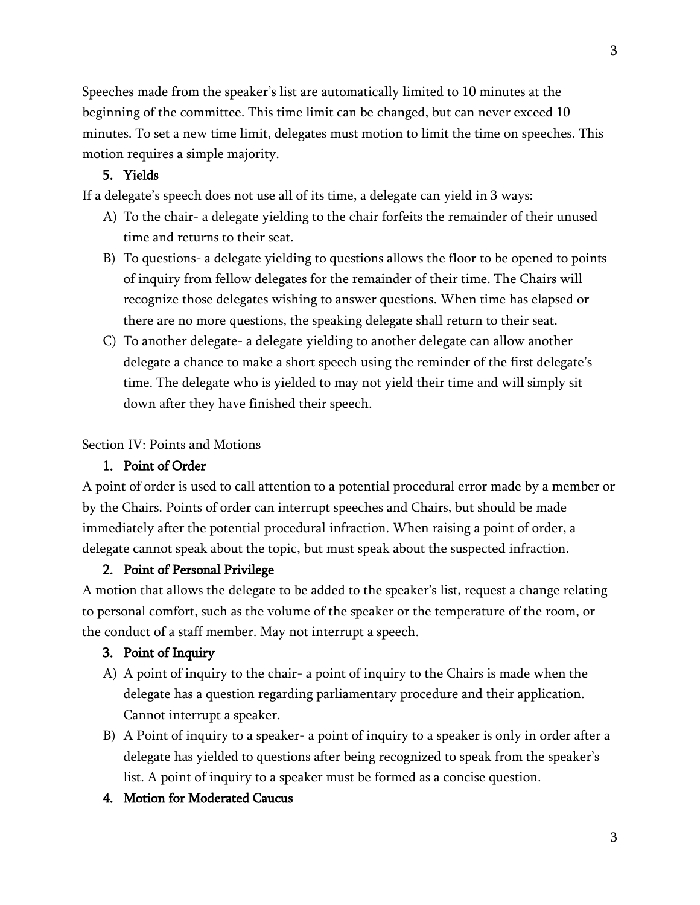Speeches made from the speaker's list are automatically limited to 10 minutes at the beginning of the committee. This time limit can be changed, but can never exceed 10 minutes. To set a new time limit, delegates must motion to limit the time on speeches. This motion requires a simple majority.

### 5. Yields

If a delegate's speech does not use all of its time, a delegate can yield in 3 ways:

A) To the chair- a delegate yielding to the chair forfeits the remainder of their unused time and returns to their seat.

B) To questions- a delegate yielding to questions allows the floor to be opened to points of inquiry from fellow delegates for the remainder of their time. The Chairs will recognize those delegates wishing to answer questions. When time has elapsed or there are no more questions, the speaking delegate shall return to their seat.

C) To another delegate- a delegate yielding to another delegate can allow another delegate a chance to make a short speech using the reminder of the first delegate's time. The delegate who is yielded to may not yield their time and will simply sit down after they have finished their speech.

## Section IV: Points and Motions

### 1. Point of Order

A point of order is used to call attention to a potential procedural error made by a member or by the Chairs. Points of order can interrupt speeches and Chairs, but should be made immediately after the potential procedural infraction. When raising a point of order, a delegate cannot speak about the topic, but must speak about the suspected infraction.

### 2. Point of Personal Privilege

A motion that allows the delegate to be added to the speaker's list, request a change relating to personal comfort, such as the volume of the speaker or the temperature of the room, or the conduct of a staff member. May not interrupt a speech.

### 3. Point of Inquiry

A) A point of inquiry to the chair- a point of inquiry to the Chairs is made when the delegate has a question regarding parliamentary procedure and their application. Cannot interrupt a speaker.

B) A Point of inquiry to a speaker- a point of inquiry to a speaker is only in order after a delegate has yielded to questions after being recognized to speak from the speaker's list. A point of inquiry to a speaker must be formed as a concise question.

### 4. Motion for Moderated Caucus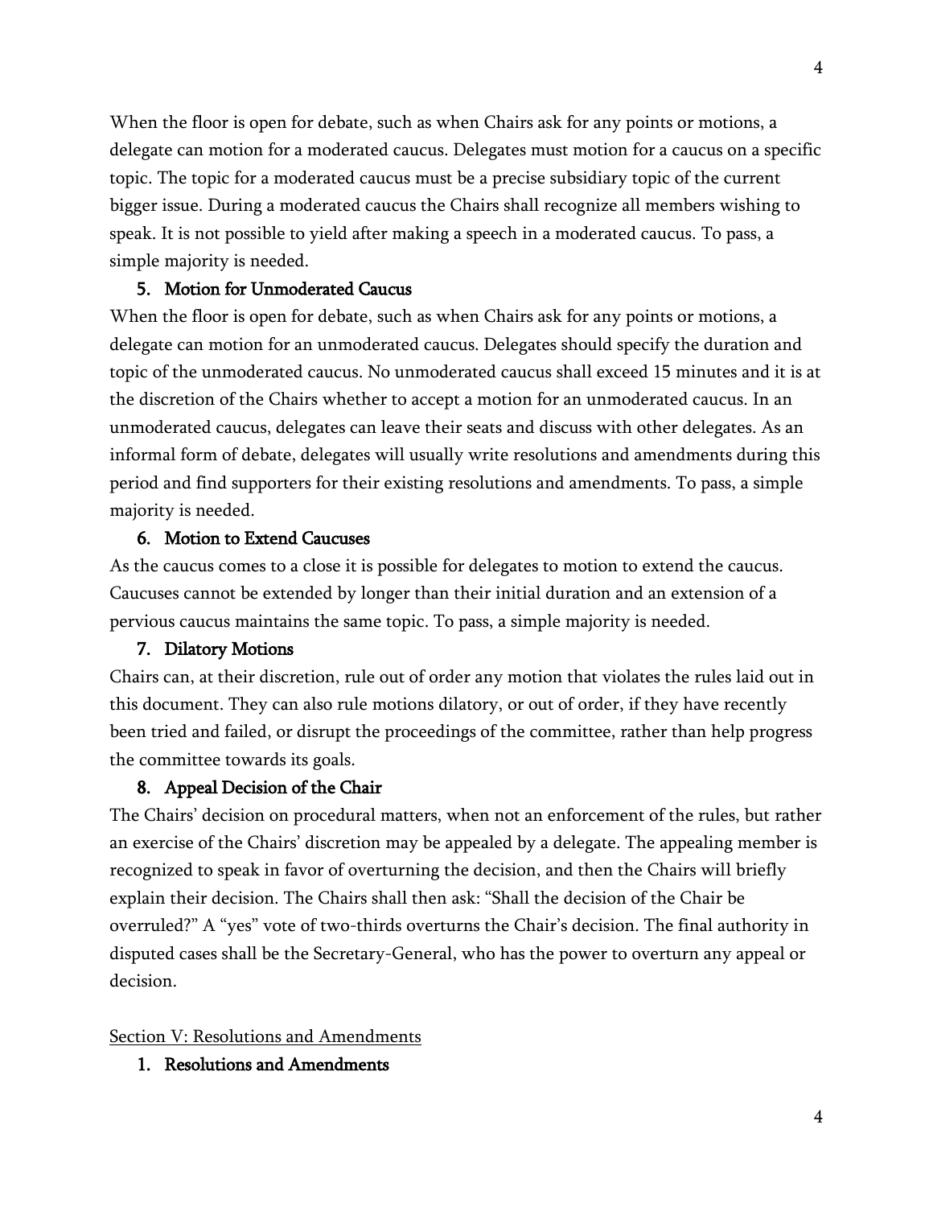When the floor is open for debate, such as when Chairs ask for any points or motions, a delegate can motion for a moderated caucus. Delegates must motion for a caucus on a specific topic. The topic for a moderated caucus must be a precise subsidiary topic of the current bigger issue. During a moderated caucus the Chairs shall recognize all members wishing to speak. It is not possible to yield after making a speech in a moderated caucus. To pass, a simple majority is needed.

5. **Motion for Unmoderated Caucus**

When the floor is open for debate, such as when Chairs ask for any points or motions, a delegate can motion for an unmoderated caucus. Delegates should specify the duration and topic of the unmoderated caucus. No unmoderated caucus shall exceed 15 minutes and it is at the discretion of the Chairs whether to accept a motion for an unmoderated caucus. In an unmoderated caucus, delegates can leave their seats and discuss with other delegates. As an informal form of debate, delegates will usually write resolutions and amendments during this period and find supporters for their existing resolutions and amendments. To pass, a simple majority is needed.

6. **Motion to Extend Caucuses**

As the caucus comes to a close it is possible for delegates to motion to extend the caucus. Caucuses cannot be extended by longer than their initial duration and an extension of a pervious caucus maintains the same topic. To pass, a simple majority is needed.

7. **Dilatory Motions**

Chairs can, at their discretion, rule out of order any motion that violates the rules laid out in this document. They can also rule motions dilatory, or out of order, if they have recently been tried and failed, or disrupt the proceedings of the committee, rather than help progress the committee towards its goals.

8. **Appeal Decision of the Chair**

The Chairs' decision on procedural matters, when not an enforcement of the rules, but rather an exercise of the Chairs' discretion may be appealed by a delegate. The appealing member is recognized to speak in favor of overturning the decision, and then the Chairs will briefly explain their decision. The Chairs shall then ask: "Shall the decision of the Chair be overruled?" A "yes" vote of two-thirds overturns the Chair's decision. The final authority in disputed cases shall be the Secretary-General, who has the power to overturn any appeal or decision.

## Section V: Resolutions and Amendments

1. **Resolutions and Amendments**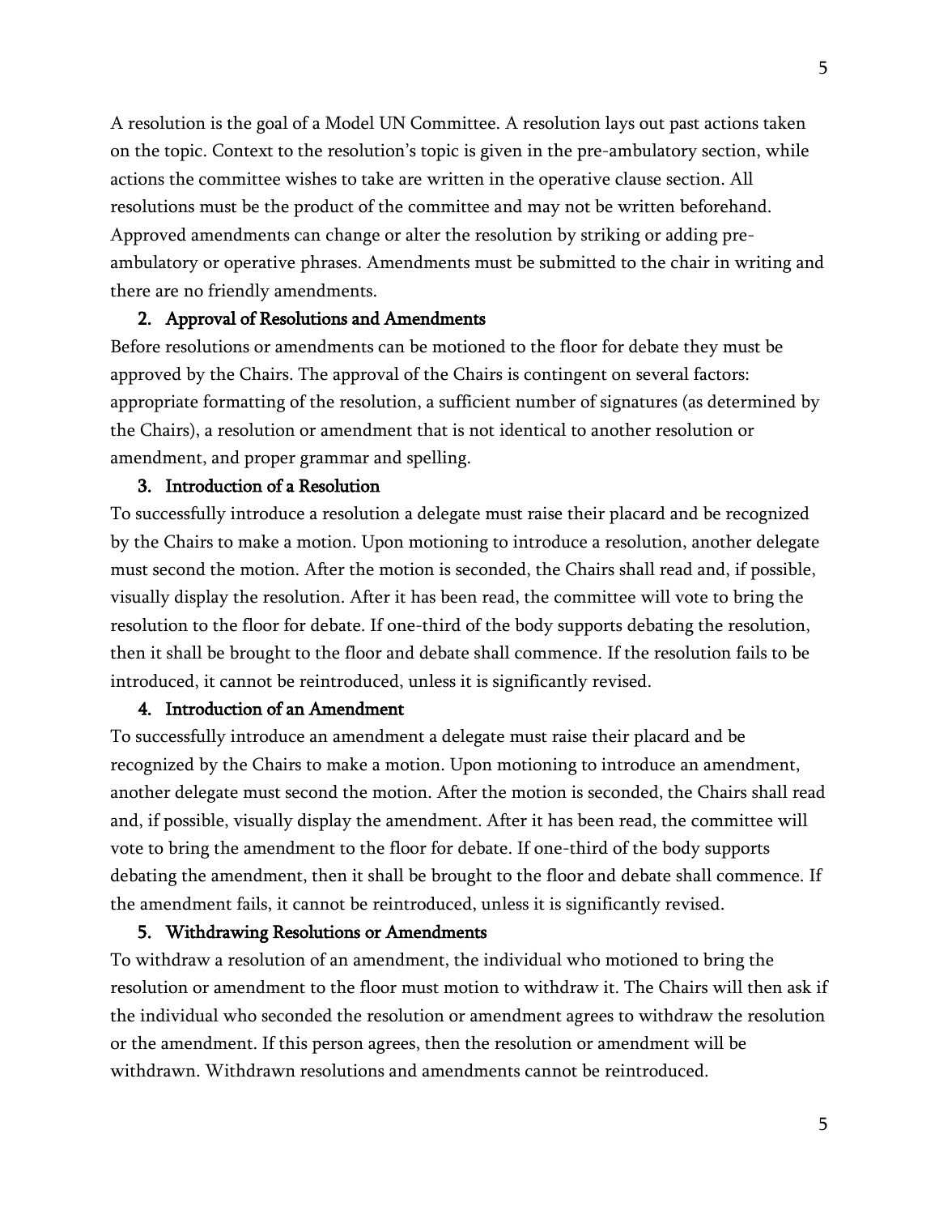A resolution is the goal of a Model UN Committee. A resolution lays out past actions taken on the topic. Context to the resolution's topic is given in the pre-ambulatory section, while actions the committee wishes to take are written in the operative clause section. All resolutions must be the product of the committee and may not be written beforehand. Approved amendments can change or alter the resolution by striking or adding pre-ambulatory or operative phrases. Amendments must be submitted to the chair in writing and there are no friendly amendments.

### 2. Approval of Resolutions and Amendments

Before resolutions or amendments can be motioned to the floor for debate they must be approved by the Chairs. The approval of the Chairs is contingent on several factors: appropriate formatting of the resolution, a sufficient number of signatures (as determined by the Chairs), a resolution or amendment that is not identical to another resolution or amendment, and proper grammar and spelling.

### 3. Introduction of a Resolution

To successfully introduce a resolution a delegate must raise their placard and be recognized by the Chairs to make a motion. Upon motioning to introduce a resolution, another delegate must second the motion. After the motion is seconded, the Chairs shall read and, if possible, visually display the resolution. After it has been read, the committee will vote to bring the resolution to the floor for debate. If one-third of the body supports debating the resolution, then it shall be brought to the floor and debate shall commence. If the resolution fails to be introduced, it cannot be reintroduced, unless it is significantly revised.

### 4. Introduction of an Amendment

To successfully introduce an amendment a delegate must raise their placard and be recognized by the Chairs to make a motion. Upon motioning to introduce an amendment, another delegate must second the motion. After the motion is seconded, the Chairs shall read and, if possible, visually display the amendment. After it has been read, the committee will vote to bring the amendment to the floor for debate. If one-third of the body supports debating the amendment, then it shall be brought to the floor and debate shall commence. If the amendment fails, it cannot be reintroduced, unless it is significantly revised.

### 5. Withdrawing Resolutions or Amendments

To withdraw a resolution of an amendment, the individual who motioned to bring the resolution or amendment to the floor must motion to withdraw it. The Chairs will then ask if the individual who seconded the resolution or amendment agrees to withdraw the resolution or the amendment. If this person agrees, then the resolution or amendment will be withdrawn. Withdrawn resolutions and amendments cannot be reintroduced.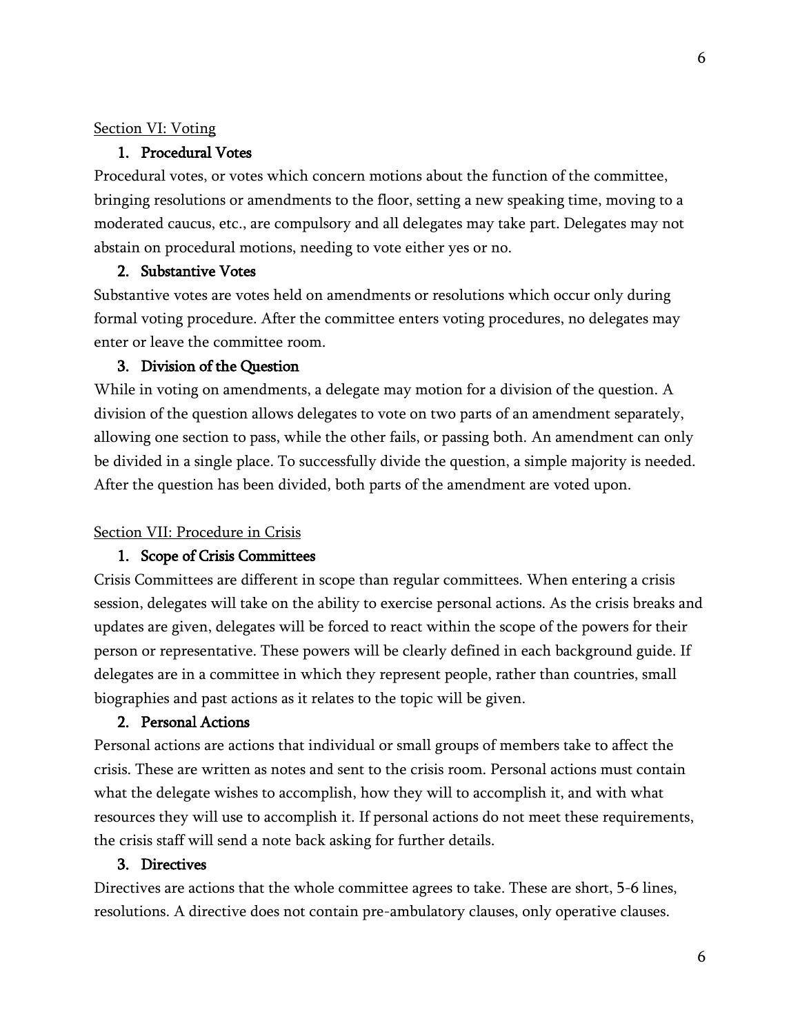## Section VI: Voting

### 1. Procedural Votes

Procedural votes, or votes which concern motions about the function of the committee, bringing resolutions or amendments to the floor, setting a new speaking time, moving to a moderated caucus, etc., are compulsory and all delegates may take part. Delegates may not abstain on procedural motions, needing to vote either yes or no.

### 2. Substantive Votes

Substantive votes are votes held on amendments or resolutions which occur only during formal voting procedure. After the committee enters voting procedures, no delegates may enter or leave the committee room.

### 3. Division of the Question

While in voting on amendments, a delegate may motion for a division of the question. A division of the question allows delegates to vote on two parts of an amendment separately, allowing one section to pass, while the other fails, or passing both. An amendment can only be divided in a single place. To successfully divide the question, a simple majority is needed. After the question has been divided, both parts of the amendment are voted upon.

## Section VII: Procedure in Crisis

### 1. Scope of Crisis Committees

Crisis Committees are different in scope than regular committees. When entering a crisis session, delegates will take on the ability to exercise personal actions. As the crisis breaks and updates are given, delegates will be forced to react within the scope of the powers for their person or representative. These powers will be clearly defined in each background guide. If delegates are in a committee in which they represent people, rather than countries, small biographies and past actions as it relates to the topic will be given.

### 2. Personal Actions

Personal actions are actions that individual or small groups of members take to affect the crisis. These are written as notes and sent to the crisis room. Personal actions must contain what the delegate wishes to accomplish, how they will to accomplish it, and with what resources they will use to accomplish it. If personal actions do not meet these requirements, the crisis staff will send a note back asking for further details.

### 3. Directives

Directives are actions that the whole committee agrees to take. These are short, 5-6 lines, resolutions. A directive does not contain pre-ambulatory clauses, only operative clauses.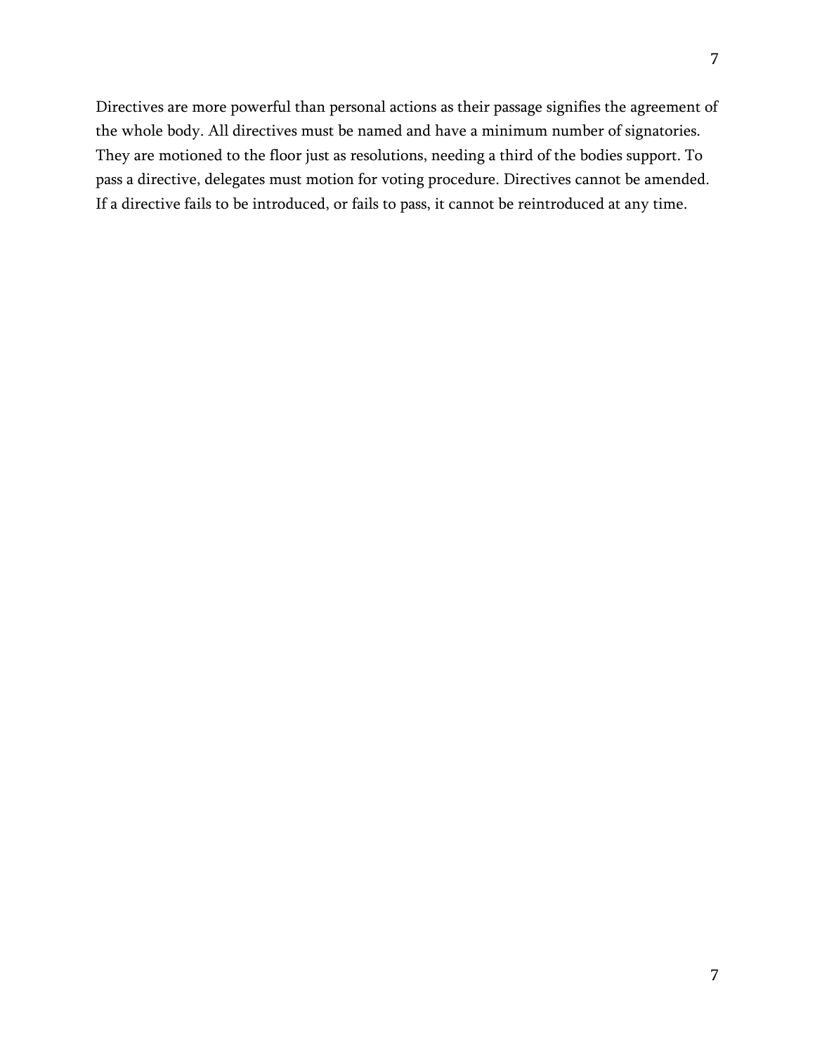Directives are more powerful than personal actions as their passage signifies the agreement of the whole body. All directives must be named and have a minimum number of signatories. They are motioned to the floor just as resolutions, needing a third of the bodies support. To pass a directive, delegates must motion for voting procedure. Directives cannot be amended. If a directive fails to be introduced, or fails to pass, it cannot be reintroduced at any time.